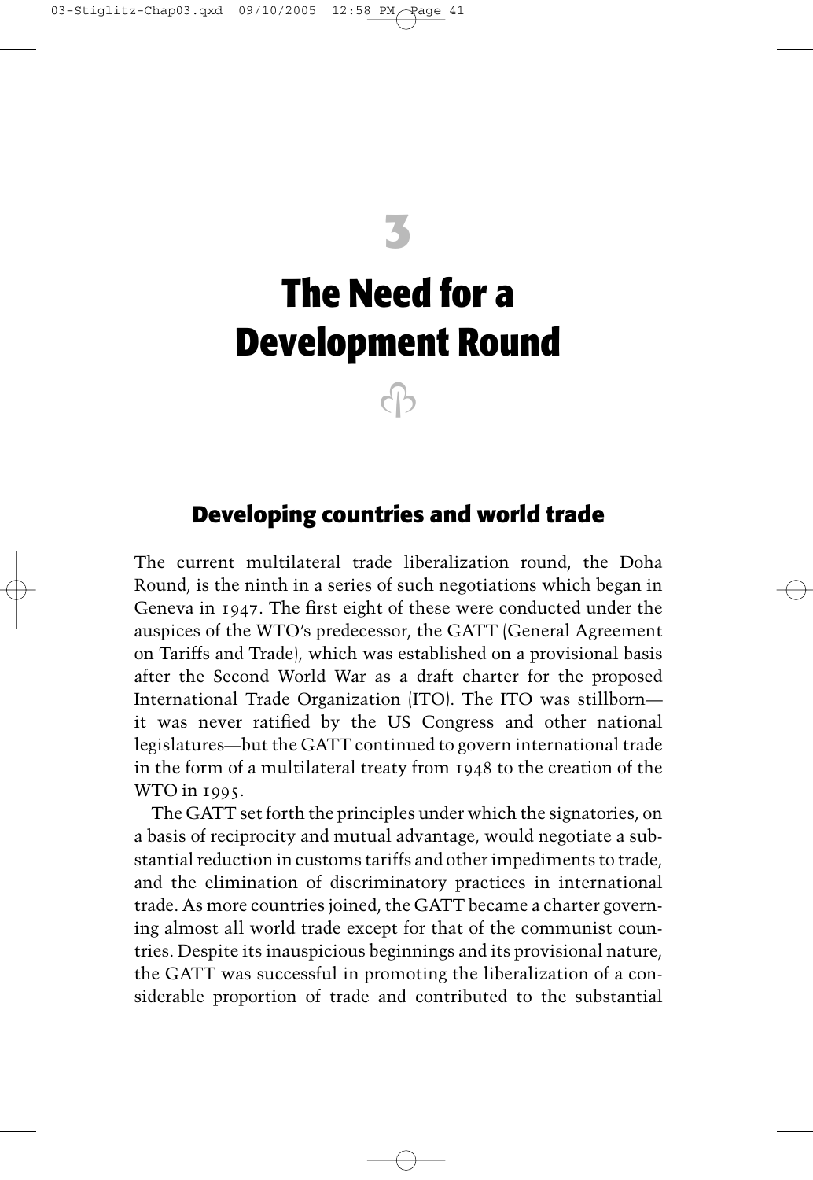# 3

# The Need for a Development Round

## Developing countries and world trade

The current multilateral trade liberalization round, the Doha Round, is the ninth in a series of such negotiations which began in Geneva in 1947. The first eight of these were conducted under the auspices of the WTO's predecessor, the GATT (General Agreement on Tariffs and Trade), which was established on a provisional basis after the Second World War as a draft charter for the proposed International Trade Organization (ITO). The ITO was stillborn—it was never ratified by the US Congress and other national legislatures—but the GATT continued to govern international trade in the form of a multilateral treaty from 1948 to the creation of the WTO in 1995.

The GATT set forth the principles under which the signatories, on a basis of reciprocity and mutual advantage, would negotiate a substantial reduction in customs tariffs and other impediments to trade, and the elimination of discriminatory practices in international trade. As more countries joined, the GATT became a charter governing almost all world trade except for that of the communist countries. Despite its inauspicious beginnings and its provisional nature, the GATT was successful in promoting the liberalization of a considerable proportion of trade and contributed to the substantial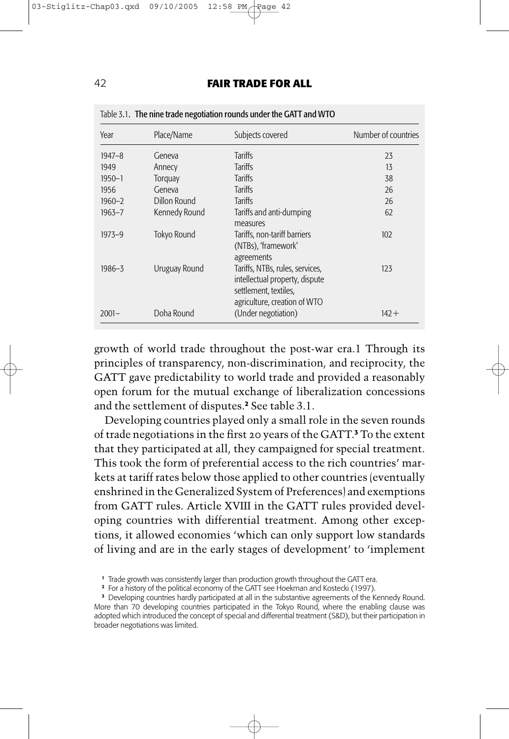Table 3.1. The nine trade negotiation rounds under the GATT and WTO

| Year | Place/Name | Subjects covered | Number of countries |
|---|---|---|---|
| 1947–8 | Geneva | Tariffs | 23 |
| 1949 | Annecy | Tariffs | 13 |
| 1950–1 | Torquay | Tariffs | 38 |
| 1956 | Geneva | Tariffs | 26 |
| 1960–2 | Dillon Round | Tariffs | 26 |
| 1963–7 | Kennedy Round | Tariffs and anti-dumping measures | 62 |
| 1973–9 | Tokyo Round | Tariffs, non-tariff barriers (NTBs), 'framework' agreements | 102 |
| 1986–3 | Uruguay Round | Tariffs, NTBs, rules, services, intellectual property, dispute settlement, textiles, agriculture, creation of WTO | 123 |
| 2001– | Doha Round | (Under negotiation) | 142+ |

growth of world trade throughout the post-war era.1 Through its principles of transparency, non-discrimination, and reciprocity, the GATT gave predictability to world trade and provided a reasonably open forum for the mutual exchange of liberalization concessions and the settlement of disputes.[2] See table 3.1.

Developing countries played only a small role in the seven rounds of trade negotiations in the first 20 years of the GATT.[3] To the extent that they participated at all, they campaigned for special treatment. This took the form of preferential access to the rich countries' markets at tariff rates below those applied to other countries (eventually enshrined in the Generalized System of Preferences) and exemptions from GATT rules. Article XVIII in the GATT rules provided developing countries with differential treatment. Among other exceptions, it allowed economies 'which can only support low standards of living and are in the early stages of development' to 'implement

[1] Trade growth was consistently larger than production growth throughout the GATT era.

[2] For a history of the political economy of the GATT see Hoekman and Kostecki (1997).

[3] Developing countries hardly participated at all in the substantive agreements of the Kennedy Round. More than 70 developing countries participated in the Tokyo Round, where the enabling clause was adopted which introduced the concept of special and differential treatment (S&D), but their participation in broader negotiations was limited.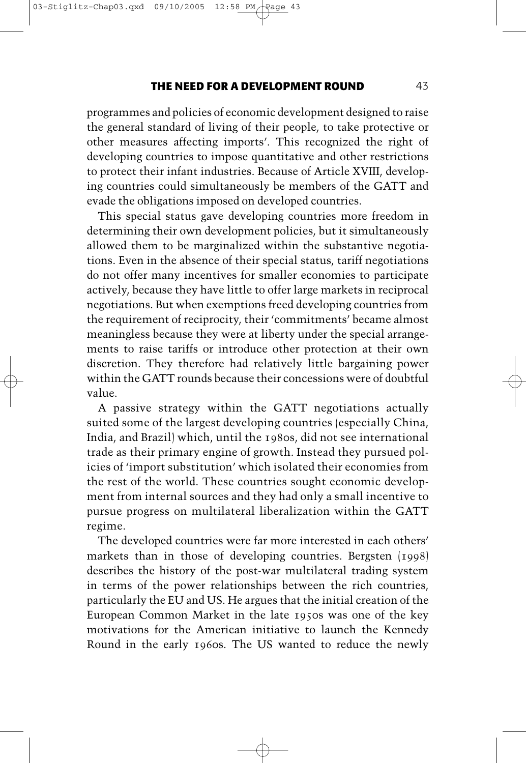programmes and policies of economic development designed to raise the general standard of living of their people, to take protective or other measures affecting imports'. This recognized the right of developing countries to impose quantitative and other restrictions to protect their infant industries. Because of Article XVIII, developing countries could simultaneously be members of the GATT and evade the obligations imposed on developed countries.

This special status gave developing countries more freedom in determining their own development policies, but it simultaneously allowed them to be marginalized within the substantive negotiations. Even in the absence of their special status, tariff negotiations do not offer many incentives for smaller economies to participate actively, because they have little to offer large markets in reciprocal negotiations. But when exemptions freed developing countries from the requirement of reciprocity, their 'commitments' became almost meaningless because they were at liberty under the special arrangements to raise tariffs or introduce other protection at their own discretion. They therefore had relatively little bargaining power within the GATT rounds because their concessions were of doubtful value.

A passive strategy within the GATT negotiations actually suited some of the largest developing countries (especially China, India, and Brazil) which, until the 1980s, did not see international trade as their primary engine of growth. Instead they pursued policies of 'import substitution' which isolated their economies from the rest of the world. These countries sought economic development from internal sources and they had only a small incentive to pursue progress on multilateral liberalization within the GATT regime.

The developed countries were far more interested in each others' markets than in those of developing countries. Bergsten (1998) describes the history of the post-war multilateral trading system in terms of the power relationships between the rich countries, particularly the EU and US. He argues that the initial creation of the European Common Market in the late 1950s was one of the key motivations for the American initiative to launch the Kennedy Round in the early 1960s. The US wanted to reduce the newly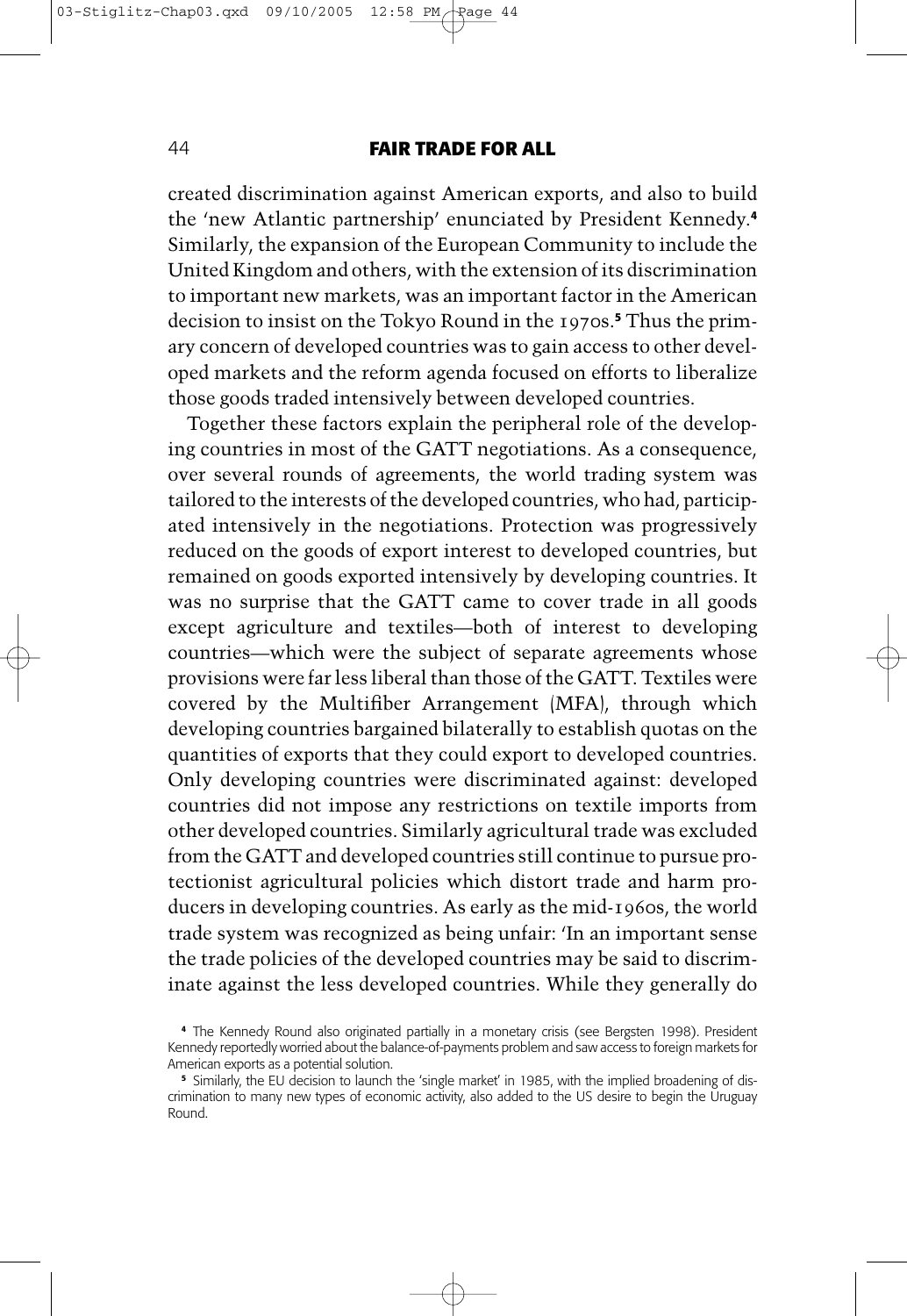created discrimination against American exports, and also to build the 'new Atlantic partnership' enunciated by President Kennedy.[4] Similarly, the expansion of the European Community to include the United Kingdom and others, with the extension of its discrimination to important new markets, was an important factor in the American decision to insist on the Tokyo Round in the 1970s.[5] Thus the primary concern of developed countries was to gain access to other developed markets and the reform agenda focused on efforts to liberalize those goods traded intensively between developed countries.

Together these factors explain the peripheral role of the developing countries in most of the GATT negotiations. As a consequence, over several rounds of agreements, the world trading system was tailored to the interests of the developed countries, who had, participated intensively in the negotiations. Protection was progressively reduced on the goods of export interest to developed countries, but remained on goods exported intensively by developing countries. It was no surprise that the GATT came to cover trade in all goods except agriculture and textiles—both of interest to developing countries—which were the subject of separate agreements whose provisions were far less liberal than those of the GATT. Textiles were covered by the Multifiber Arrangement (MFA), through which developing countries bargained bilaterally to establish quotas on the quantities of exports that they could export to developed countries. Only developing countries were discriminated against: developed countries did not impose any restrictions on textile imports from other developed countries. Similarly agricultural trade was excluded from the GATT and developed countries still continue to pursue protectionist agricultural policies which distort trade and harm producers in developing countries. As early as the mid-1960s, the world trade system was recognized as being unfair: 'In an important sense the trade policies of the developed countries may be said to discriminate against the less developed countries. While they generally do

[4] The Kennedy Round also originated partially in a monetary crisis (see Bergsten 1998). President Kennedy reportedly worried about the balance-of-payments problem and saw access to foreign markets for American exports as a potential solution.

[5] Similarly, the EU decision to launch the 'single market' in 1985, with the implied broadening of discrimination to many new types of economic activity, also added to the US desire to begin the Uruguay Round.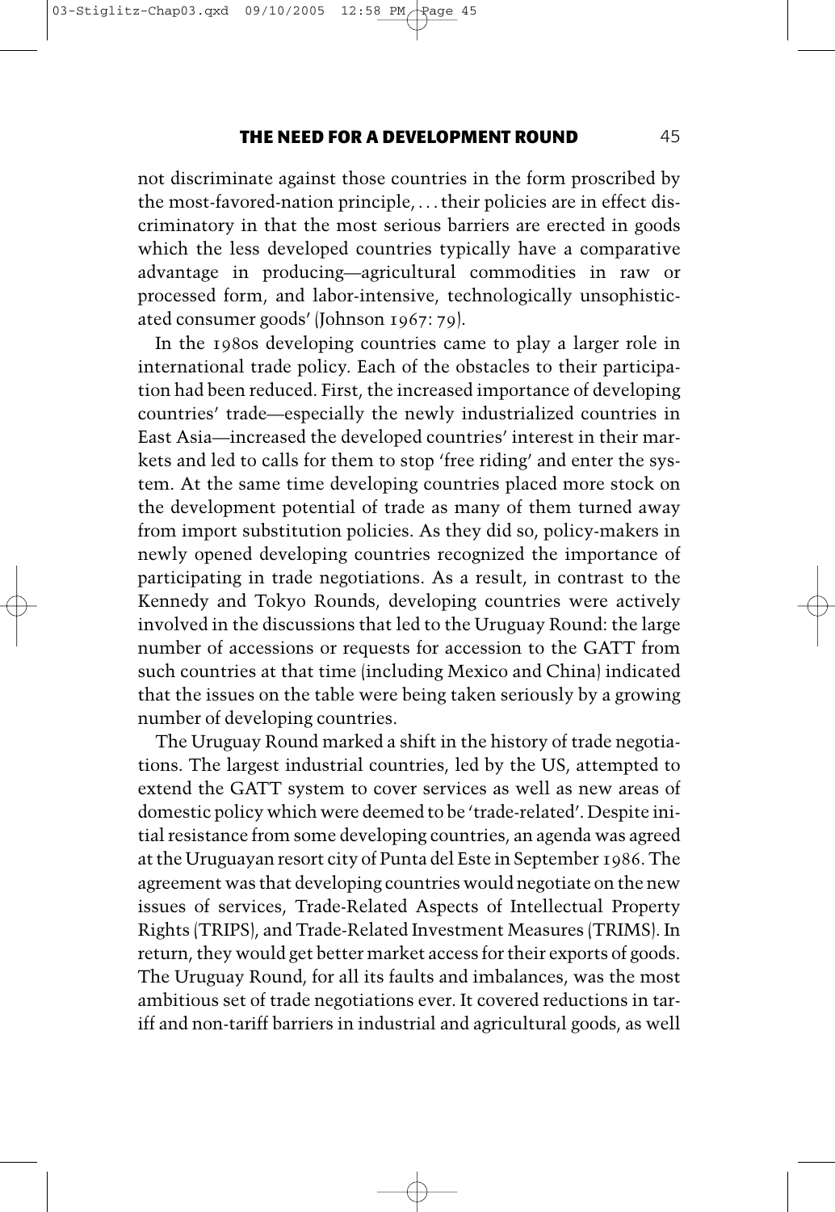not discriminate against those countries in the form proscribed by the most-favored-nation principle, . . . their policies are in effect discriminatory in that the most serious barriers are erected in goods which the less developed countries typically have a comparative advantage in producing—agricultural commodities in raw or processed form, and labor-intensive, technologically unsophisticated consumer goods' (Johnson 1967: 79).

In the 1980s developing countries came to play a larger role in international trade policy. Each of the obstacles to their participation had been reduced. First, the increased importance of developing countries' trade—especially the newly industrialized countries in East Asia—increased the developed countries' interest in their markets and led to calls for them to stop 'free riding' and enter the system. At the same time developing countries placed more stock on the development potential of trade as many of them turned away from import substitution policies. As they did so, policy-makers in newly opened developing countries recognized the importance of participating in trade negotiations. As a result, in contrast to the Kennedy and Tokyo Rounds, developing countries were actively involved in the discussions that led to the Uruguay Round: the large number of accessions or requests for accession to the GATT from such countries at that time (including Mexico and China) indicated that the issues on the table were being taken seriously by a growing number of developing countries.

The Uruguay Round marked a shift in the history of trade negotiations. The largest industrial countries, led by the US, attempted to extend the GATT system to cover services as well as new areas of domestic policy which were deemed to be 'trade-related'. Despite initial resistance from some developing countries, an agenda was agreed at the Uruguayan resort city of Punta del Este in September 1986. The agreement was that developing countries would negotiate on the new issues of services, Trade-Related Aspects of Intellectual Property Rights (TRIPS), and Trade-Related Investment Measures (TRIMS). In return, they would get better market access for their exports of goods. The Uruguay Round, for all its faults and imbalances, was the most ambitious set of trade negotiations ever. It covered reductions in tariff and non-tariff barriers in industrial and agricultural goods, as well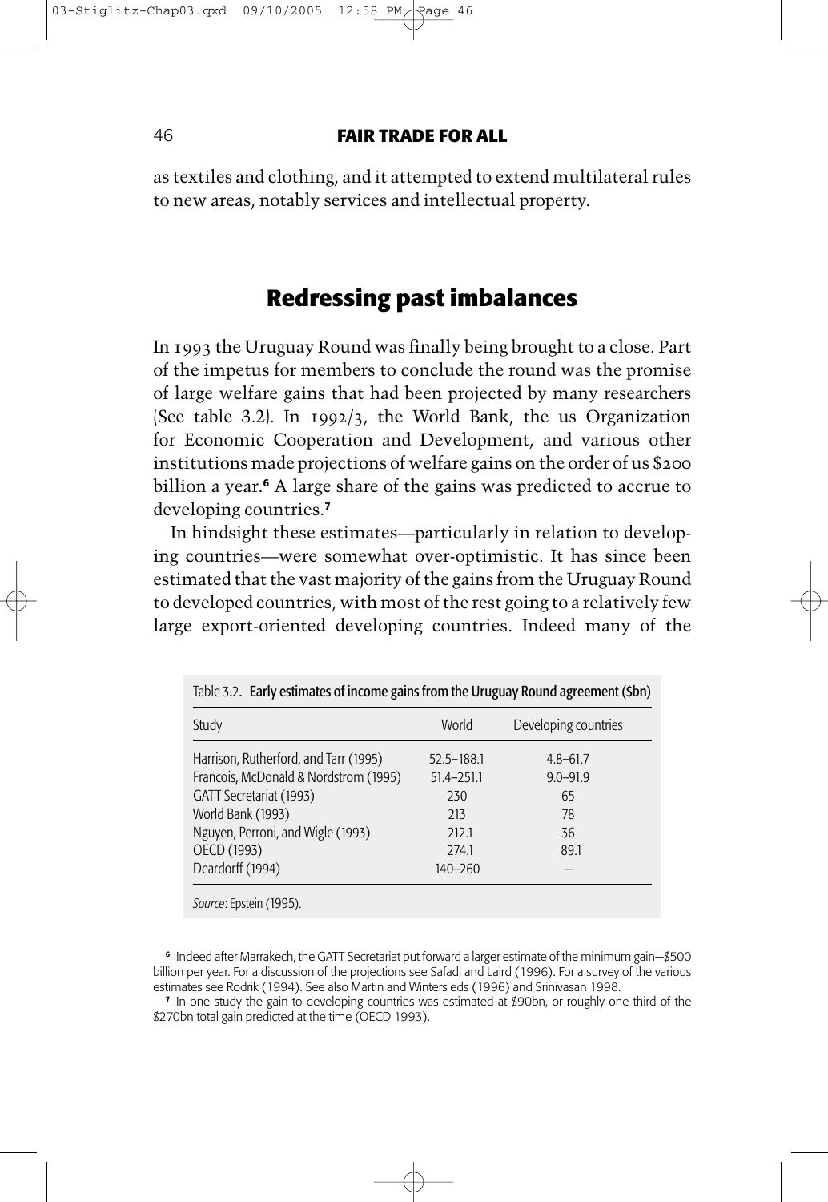as textiles and clothing, and it attempted to extend multilateral rules to new areas, notably services and intellectual property.

## Redressing past imbalances

In 1993 the Uruguay Round was finally being brought to a close. Part of the impetus for members to conclude the round was the promise of large welfare gains that had been projected by many researchers (See table 3.2). In 1992/3, the World Bank, the us Organization for Economic Cooperation and Development, and various other institutions made projections of welfare gains on the order of us $200 billion a year.[6] A large share of the gains was predicted to accrue to developing countries.[7]

In hindsight these estimates—particularly in relation to developing countries—were somewhat over-optimistic. It has since been estimated that the vast majority of the gains from the Uruguay Round to developed countries, with most of the rest going to a relatively few large export-oriented developing countries. Indeed many of the

Table 3.2. **Early estimates of income gains from the Uruguay Round agreement ($bn)**

| Study | World | Developing countries |
|---|---|---|
| Harrison, Rutherford, and Tarr (1995) | 52.5–188.1 | 4.8–61.7 |
| Francois, McDonald & Nordstrom (1995) | 51.4–251.1 | 9.0–91.9 |
| GATT Secretariat (1993) | 230 | 65 |
| World Bank (1993) | 213 | 78 |
| Nguyen, Perroni, and Wigle (1993) | 212.1 | 36 |
| OECD (1993) | 274.1 | 89.1 |
| Deardorff (1994) | 140–260 | – |

*Source*: Epstein (1995).

[6] Indeed after Marrakech, the GATT Secretariat put forward a larger estimate of the minimum gain—$500 billion per year. For a discussion of the projections see Safadi and Laird (1996). For a survey of the various estimates see Rodrik (1994). See also Martin and Winters eds (1996) and Srinivasan 1998.

[7] In one study the gain to developing countries was estimated at $90bn, or roughly one third of the $270bn total gain predicted at the time (OECD 1993).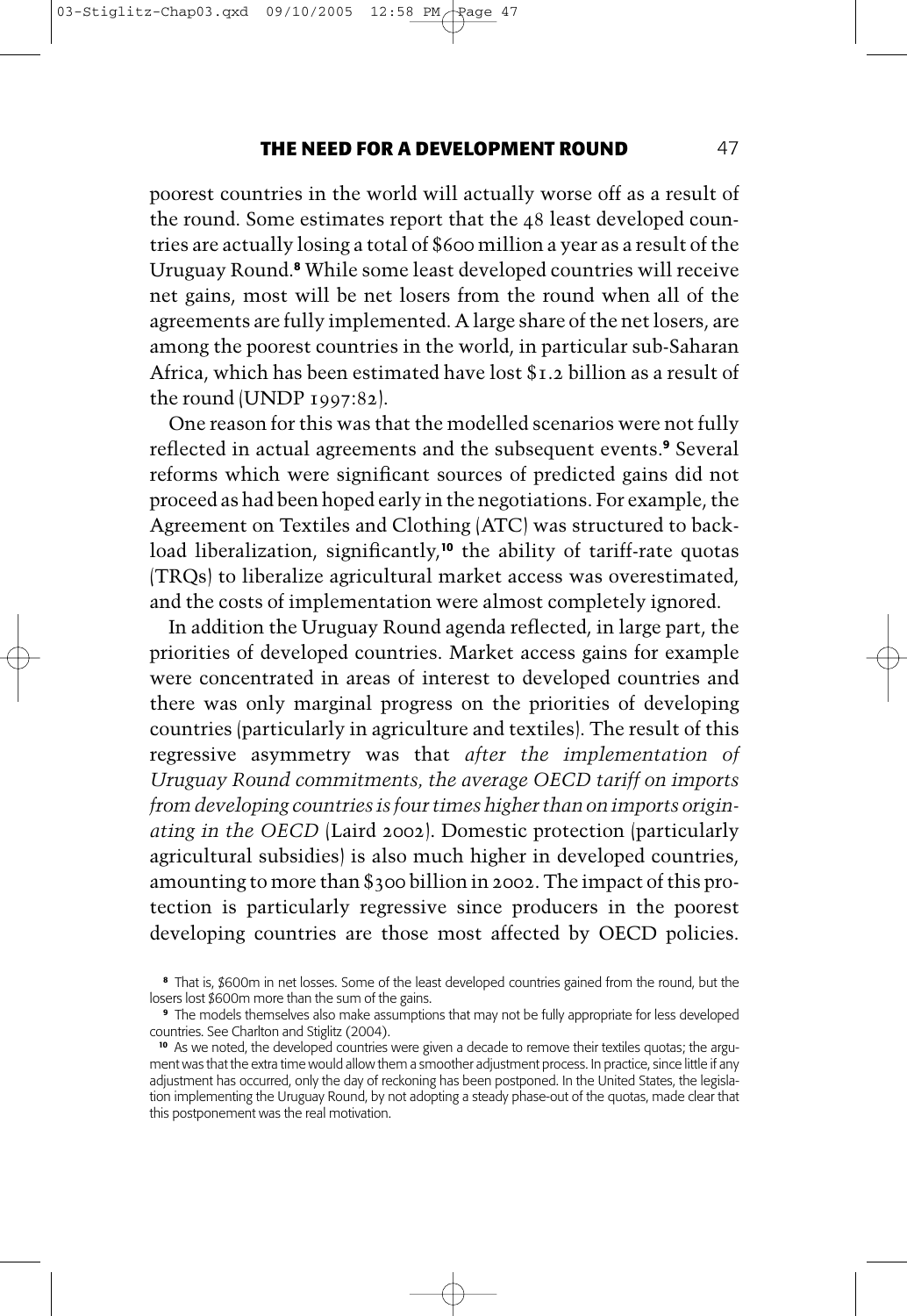poorest countries in the world will actually worse off as a result of the round. Some estimates report that the 48 least developed countries are actually losing a total of $600 million a year as a result of the Uruguay Round.[8] While some least developed countries will receive net gains, most will be net losers from the round when all of the agreements are fully implemented. A large share of the net losers, are among the poorest countries in the world, in particular sub-Saharan Africa, which has been estimated have lost $1.2 billion as a result of the round (UNDP 1997:82).

One reason for this was that the modelled scenarios were not fully reflected in actual agreements and the subsequent events.[9] Several reforms which were significant sources of predicted gains did not proceed as had been hoped early in the negotiations. For example, the Agreement on Textiles and Clothing (ATC) was structured to back-load liberalization, significantly,[10] the ability of tariff-rate quotas (TRQs) to liberalize agricultural market access was overestimated, and the costs of implementation were almost completely ignored.

In addition the Uruguay Round agenda reflected, in large part, the priorities of developed countries. Market access gains for example were concentrated in areas of interest to developed countries and there was only marginal progress on the priorities of developing countries (particularly in agriculture and textiles). The result of this regressive asymmetry was that *after the implementation of Uruguay Round commitments, the average OECD tariff on imports from developing countries is four times higher than on imports originating in the OECD* (Laird 2002). Domestic protection (particularly agricultural subsidies) is also much higher in developed countries, amounting to more than $300 billion in 2002. The impact of this protection is particularly regressive since producers in the poorest developing countries are those most affected by OECD policies.

[8] That is, $600m in net losses. Some of the least developed countries gained from the round, but the losers lost $600m more than the sum of the gains.

[9] The models themselves also make assumptions that may not be fully appropriate for less developed countries. See Charlton and Stiglitz (2004).

[10] As we noted, the developed countries were given a decade to remove their textiles quotas; the argument was that the extra time would allow them a smoother adjustment process. In practice, since little if any adjustment has occurred, only the day of reckoning has been postponed. In the United States, the legislation implementing the Uruguay Round, by not adopting a steady phase-out of the quotas, made clear that this postponement was the real motivation.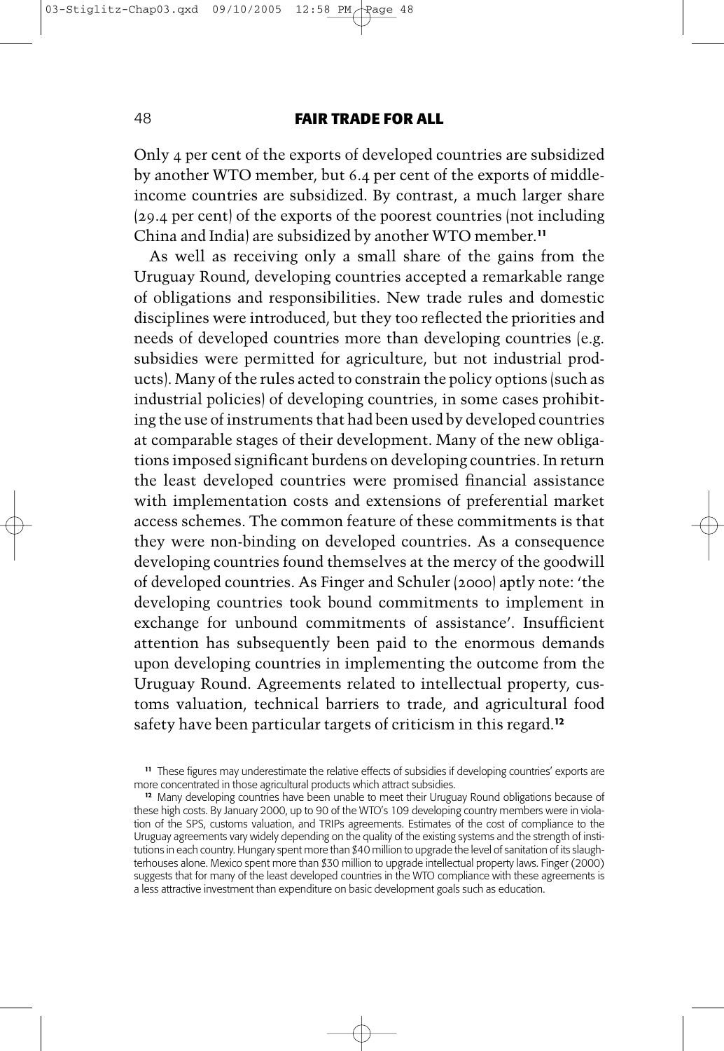Only 4 per cent of the exports of developed countries are subsidized by another WTO member, but 6.4 per cent of the exports of middle-income countries are subsidized. By contrast, a much larger share (29.4 per cent) of the exports of the poorest countries (not including China and India) are subsidized by another WTO member.[11]

As well as receiving only a small share of the gains from the Uruguay Round, developing countries accepted a remarkable range of obligations and responsibilities. New trade rules and domestic disciplines were introduced, but they too reflected the priorities and needs of developed countries more than developing countries (e.g. subsidies were permitted for agriculture, but not industrial products). Many of the rules acted to constrain the policy options (such as industrial policies) of developing countries, in some cases prohibiting the use of instruments that had been used by developed countries at comparable stages of their development. Many of the new obligations imposed significant burdens on developing countries. In return the least developed countries were promised financial assistance with implementation costs and extensions of preferential market access schemes. The common feature of these commitments is that they were non-binding on developed countries. As a consequence developing countries found themselves at the mercy of the goodwill of developed countries. As Finger and Schuler (2000) aptly note: 'the developing countries took bound commitments to implement in exchange for unbound commitments of assistance'. Insufficient attention has subsequently been paid to the enormous demands upon developing countries in implementing the outcome from the Uruguay Round. Agreements related to intellectual property, customs valuation, technical barriers to trade, and agricultural food safety have been particular targets of criticism in this regard.[12]

---

[11] These figures may underestimate the relative effects of subsidies if developing countries' exports are more concentrated in those agricultural products which attract subsidies.

[12] Many developing countries have been unable to meet their Uruguay Round obligations because of these high costs. By January 2000, up to 90 of the WTO's 109 developing country members were in violation of the SPS, customs valuation, and TRIPs agreements. Estimates of the cost of compliance to the Uruguay agreements vary widely depending on the quality of the existing systems and the strength of institutions in each country. Hungary spent more than $40 million to upgrade the level of sanitation of its slaughterhouses alone. Mexico spent more than $30 million to upgrade intellectual property laws. Finger (2000) suggests that for many of the least developed countries in the WTO compliance with these agreements is a less attractive investment than expenditure on basic development goals such as education.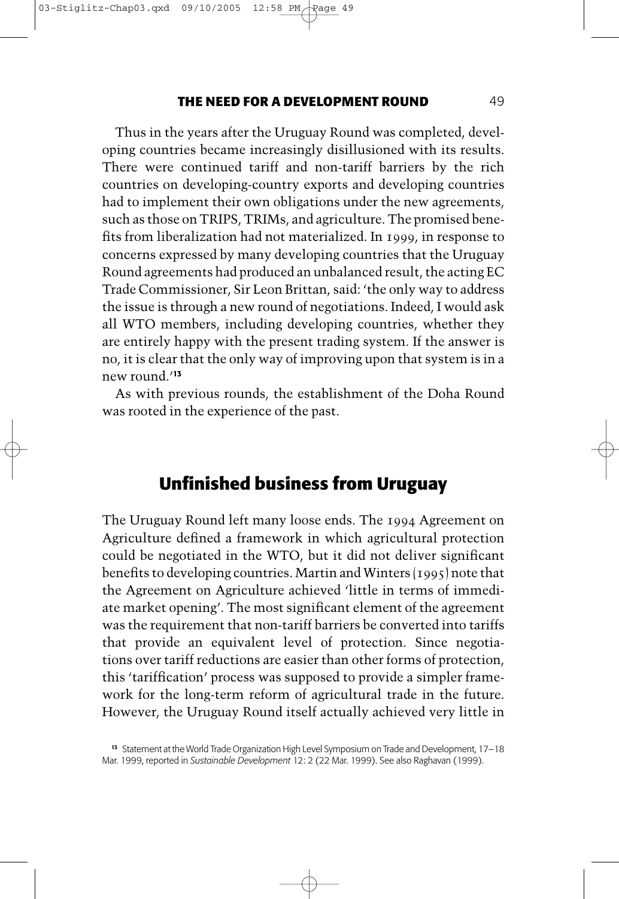Thus in the years after the Uruguay Round was completed, developing countries became increasingly disillusioned with its results. There were continued tariff and non-tariff barriers by the rich countries on developing-country exports and developing countries had to implement their own obligations under the new agreements, such as those on TRIPS, TRIMs, and agriculture. The promised benefits from liberalization had not materialized. In 1999, in response to concerns expressed by many developing countries that the Uruguay Round agreements had produced an unbalanced result, the acting EC Trade Commissioner, Sir Leon Brittan, said: 'the only way to address the issue is through a new round of negotiations. Indeed, I would ask all WTO members, including developing countries, whether they are entirely happy with the present trading system. If the answer is no, it is clear that the only way of improving upon that system is in a new round.'[13]

As with previous rounds, the establishment of the Doha Round was rooted in the experience of the past.

## Unfinished business from Uruguay

The Uruguay Round left many loose ends. The 1994 Agreement on Agriculture defined a framework in which agricultural protection could be negotiated in the WTO, but it did not deliver significant benefits to developing countries. Martin and Winters (1995) note that the Agreement on Agriculture achieved 'little in terms of immediate market opening'. The most significant element of the agreement was the requirement that non-tariff barriers be converted into tariffs that provide an equivalent level of protection. Since negotiations over tariff reductions are easier than other forms of protection, this 'tariffication' process was supposed to provide a simpler framework for the long-term reform of agricultural trade in the future. However, the Uruguay Round itself actually achieved very little in

[13] Statement at the World Trade Organization High Level Symposium on Trade and Development, 17–18 Mar. 1999, reported in *Sustainable Development* 12: 2 (22 Mar. 1999). See also Raghavan (1999).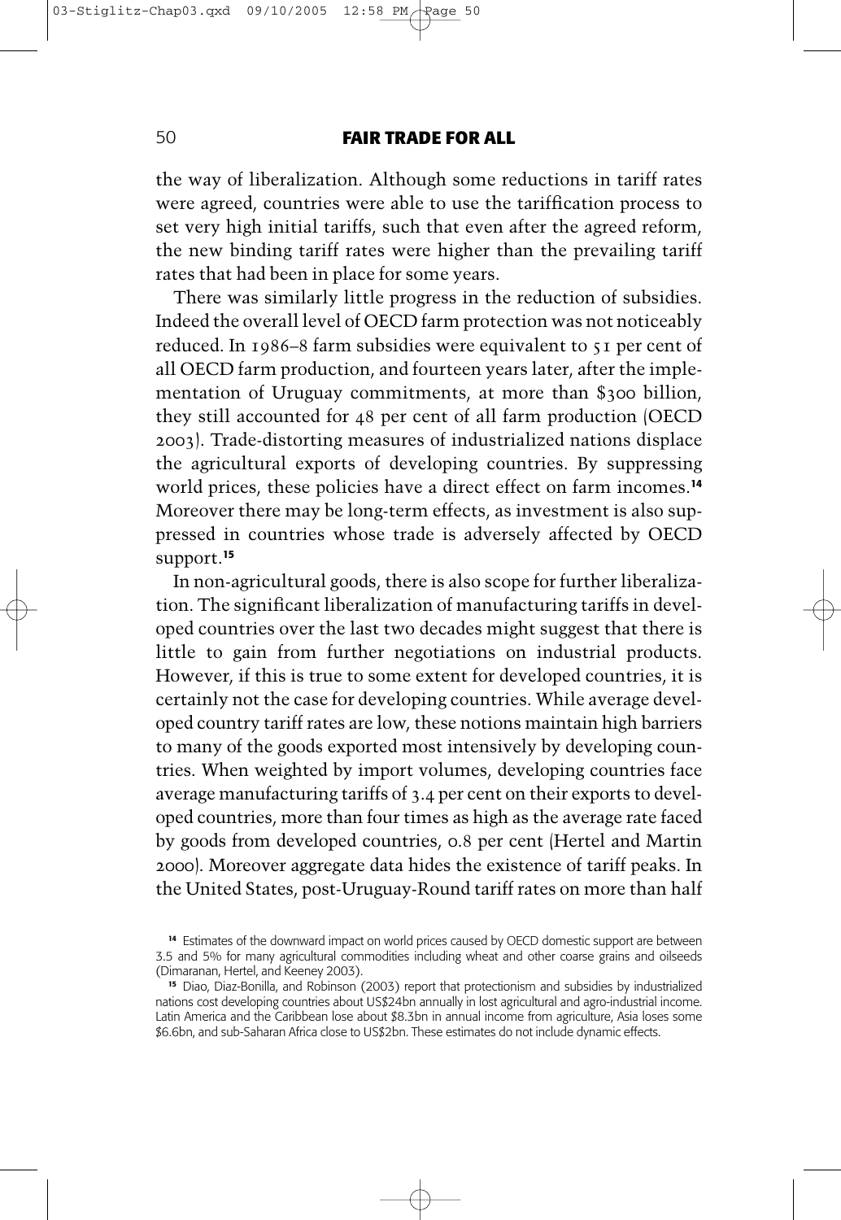the way of liberalization. Although some reductions in tariff rates were agreed, countries were able to use the tariffication process to set very high initial tariffs, such that even after the agreed reform, the new binding tariff rates were higher than the prevailing tariff rates that had been in place for some years.

There was similarly little progress in the reduction of subsidies. Indeed the overall level of OECD farm protection was not noticeably reduced. In 1986–8 farm subsidies were equivalent to 51 per cent of all OECD farm production, and fourteen years later, after the implementation of Uruguay commitments, at more than $300 billion, they still accounted for 48 per cent of all farm production (OECD 2003). Trade-distorting measures of industrialized nations displace the agricultural exports of developing countries. By suppressing world prices, these policies have a direct effect on farm incomes.[14] Moreover there may be long-term effects, as investment is also suppressed in countries whose trade is adversely affected by OECD support.[15]

In non-agricultural goods, there is also scope for further liberalization. The significant liberalization of manufacturing tariffs in developed countries over the last two decades might suggest that there is little to gain from further negotiations on industrial products. However, if this is true to some extent for developed countries, it is certainly not the case for developing countries. While average developed country tariff rates are low, these notions maintain high barriers to many of the goods exported most intensively by developing countries. When weighted by import volumes, developing countries face average manufacturing tariffs of 3.4 per cent on their exports to developed countries, more than four times as high as the average rate faced by goods from developed countries, 0.8 per cent (Hertel and Martin 2000). Moreover aggregate data hides the existence of tariff peaks. In the United States, post-Uruguay-Round tariff rates on more than half

[14] Estimates of the downward impact on world prices caused by OECD domestic support are between 3.5 and 5% for many agricultural commodities including wheat and other coarse grains and oilseeds (Dimaranan, Hertel, and Keeney 2003).

[15] Diao, Diaz-Bonilla, and Robinson (2003) report that protectionism and subsidies by industrialized nations cost developing countries about US$24bn annually in lost agricultural and agro-industrial income. Latin America and the Caribbean lose about $8.3bn in annual income from agriculture, Asia loses some $6.6bn, and sub-Saharan Africa close to US$2bn. These estimates do not include dynamic effects.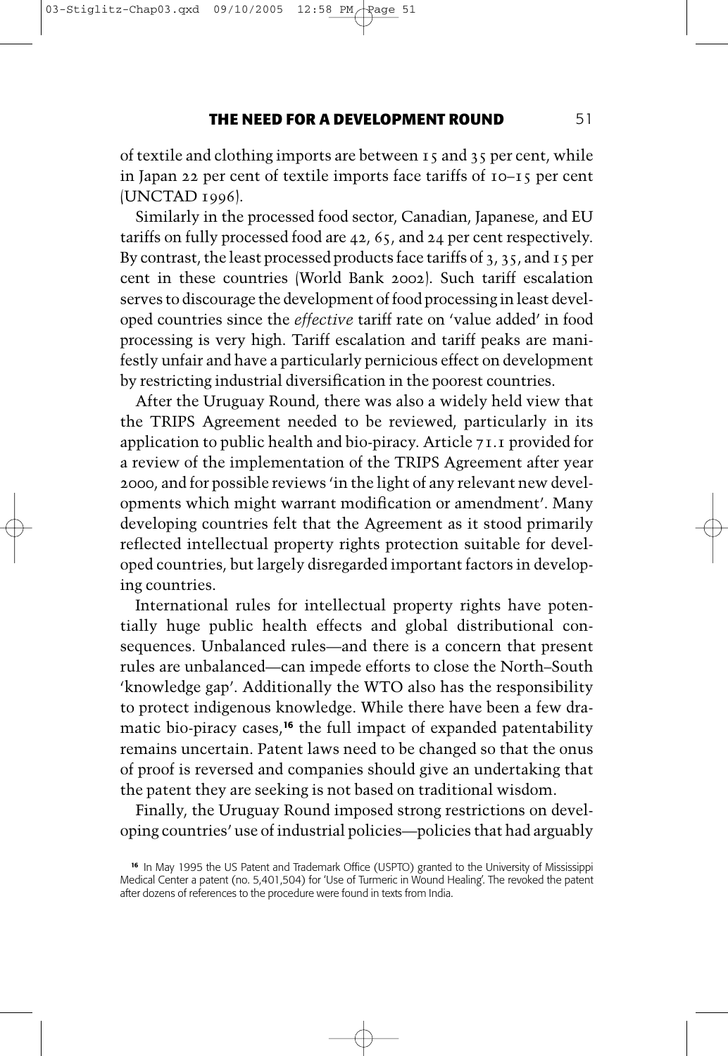of textile and clothing imports are between 15 and 35 per cent, while in Japan 22 per cent of textile imports face tariffs of 10–15 per cent (UNCTAD 1996).

Similarly in the processed food sector, Canadian, Japanese, and EU tariffs on fully processed food are 42, 65, and 24 per cent respectively. By contrast, the least processed products face tariffs of 3, 35, and 15 per cent in these countries (World Bank 2002). Such tariff escalation serves to discourage the development of food processing in least developed countries since the *effective* tariff rate on 'value added' in food processing is very high. Tariff escalation and tariff peaks are manifestly unfair and have a particularly pernicious effect on development by restricting industrial diversification in the poorest countries.

After the Uruguay Round, there was also a widely held view that the TRIPS Agreement needed to be reviewed, particularly in its application to public health and bio-piracy. Article 71.1 provided for a review of the implementation of the TRIPS Agreement after year 2000, and for possible reviews 'in the light of any relevant new developments which might warrant modification or amendment'. Many developing countries felt that the Agreement as it stood primarily reflected intellectual property rights protection suitable for developed countries, but largely disregarded important factors in developing countries.

International rules for intellectual property rights have potentially huge public health effects and global distributional consequences. Unbalanced rules—and there is a concern that present rules are unbalanced—can impede efforts to close the North–South 'knowledge gap'. Additionally the WTO also has the responsibility to protect indigenous knowledge. While there have been a few dramatic bio-piracy cases,[16] the full impact of expanded patentability remains uncertain. Patent laws need to be changed so that the onus of proof is reversed and companies should give an undertaking that the patent they are seeking is not based on traditional wisdom.

Finally, the Uruguay Round imposed strong restrictions on developing countries' use of industrial policies—policies that had arguably

[16] In May 1995 the US Patent and Trademark Office (USPTO) granted to the University of Mississippi Medical Center a patent (no. 5,401,504) for 'Use of Turmeric in Wound Healing'. The revoked the patent after dozens of references to the procedure were found in texts from India.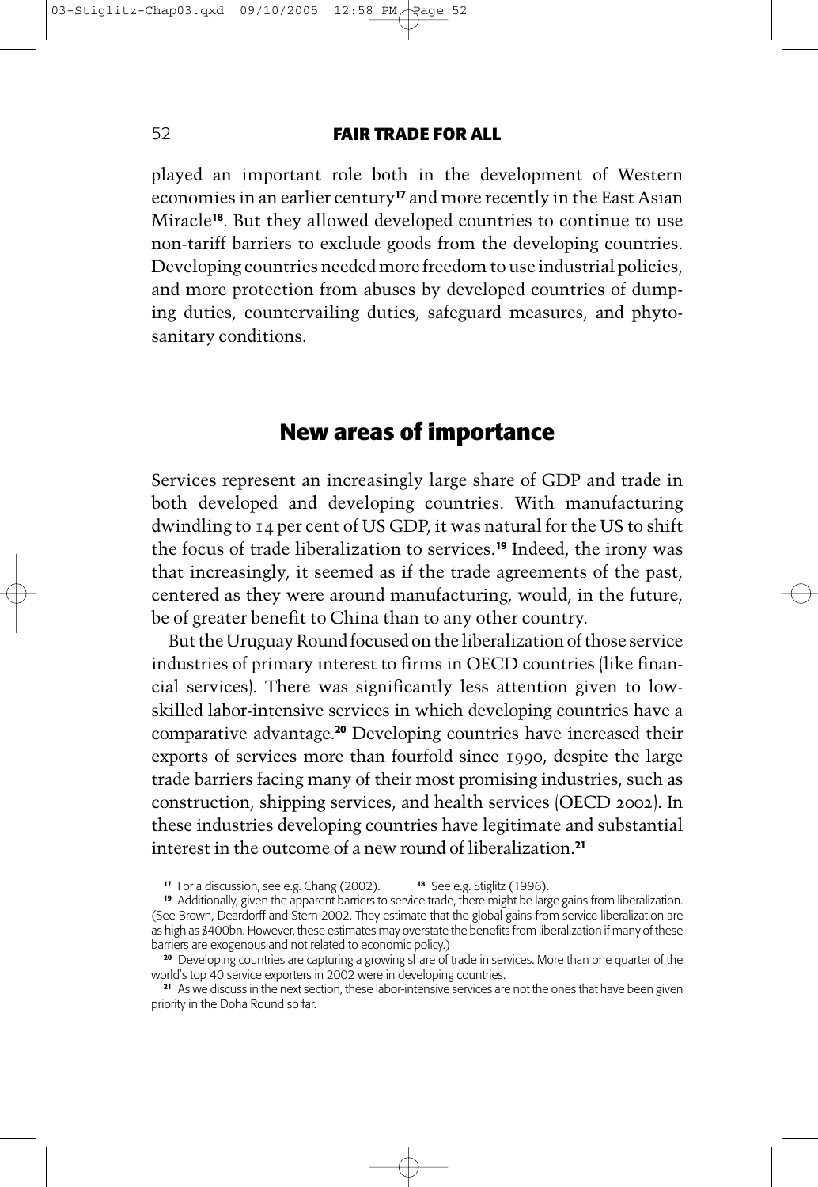played an important role both in the development of Western economies in an earlier century[17] and more recently in the East Asian Miracle[18]. But they allowed developed countries to continue to use non-tariff barriers to exclude goods from the developing countries. Developing countries needed more freedom to use industrial policies, and more protection from abuses by developed countries of dumping duties, countervailing duties, safeguard measures, and phytosanitary conditions.

## New areas of importance

Services represent an increasingly large share of GDP and trade in both developed and developing countries. With manufacturing dwindling to 14 per cent of US GDP, it was natural for the US to shift the focus of trade liberalization to services.[19] Indeed, the irony was that increasingly, it seemed as if the trade agreements of the past, centered as they were around manufacturing, would, in the future, be of greater benefit to China than to any other country.

But the Uruguay Round focused on the liberalization of those service industries of primary interest to firms in OECD countries (like financial services). There was significantly less attention given to low-skilled labor-intensive services in which developing countries have a comparative advantage.[20] Developing countries have increased their exports of services more than fourfold since 1990, despite the large trade barriers facing many of their most promising industries, such as construction, shipping services, and health services (OECD 2002). In these industries developing countries have legitimate and substantial interest in the outcome of a new round of liberalization.[21]

[17] For a discussion, see e.g. Chang (2002). [18] See e.g. Stiglitz (1996).

[19] Additionally, given the apparent barriers to service trade, there might be large gains from liberalization. (See Brown, Deardorff and Stern 2002. They estimate that the global gains from service liberalization are as high as $400bn. However, these estimates may overstate the benefits from liberalization if many of these barriers are exogenous and not related to economic policy.)

[20] Developing countries are capturing a growing share of trade in services. More than one quarter of the world's top 40 service exporters in 2002 were in developing countries.

[21] As we discuss in the next section, these labor-intensive services are not the ones that have been given priority in the Doha Round so far.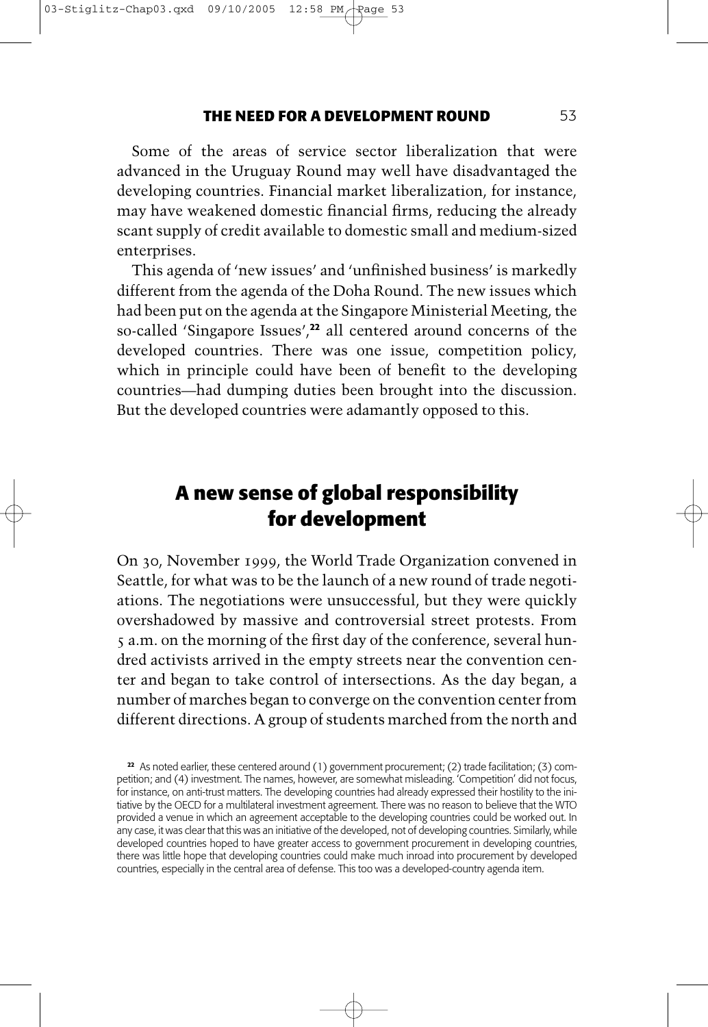Some of the areas of service sector liberalization that were advanced in the Uruguay Round may well have disadvantaged the developing countries. Financial market liberalization, for instance, may have weakened domestic financial firms, reducing the already scant supply of credit available to domestic small and medium-sized enterprises.

This agenda of 'new issues' and 'unfinished business' is markedly different from the agenda of the Doha Round. The new issues which had been put on the agenda at the Singapore Ministerial Meeting, the so-called 'Singapore Issues',[22] all centered around concerns of the developed countries. There was one issue, competition policy, which in principle could have been of benefit to the developing countries—had dumping duties been brought into the discussion. But the developed countries were adamantly opposed to this.

## A new sense of global responsibility for development

On 30, November 1999, the World Trade Organization convened in Seattle, for what was to be the launch of a new round of trade negotiations. The negotiations were unsuccessful, but they were quickly overshadowed by massive and controversial street protests. From 5 a.m. on the morning of the first day of the conference, several hundred activists arrived in the empty streets near the convention center and began to take control of intersections. As the day began, a number of marches began to converge on the convention center from different directions. A group of students marched from the north and

[22] As noted earlier, these centered around (1) government procurement; (2) trade facilitation; (3) competition; and (4) investment. The names, however, are somewhat misleading. 'Competition' did not focus, for instance, on anti-trust matters. The developing countries had already expressed their hostility to the initiative by the OECD for a multilateral investment agreement. There was no reason to believe that the WTO provided a venue in which an agreement acceptable to the developing countries could be worked out. In any case, it was clear that this was an initiative of the developed, not of developing countries. Similarly, while developed countries hoped to have greater access to government procurement in developing countries, there was little hope that developing countries could make much inroad into procurement by developed countries, especially in the central area of defense. This too was a developed-country agenda item.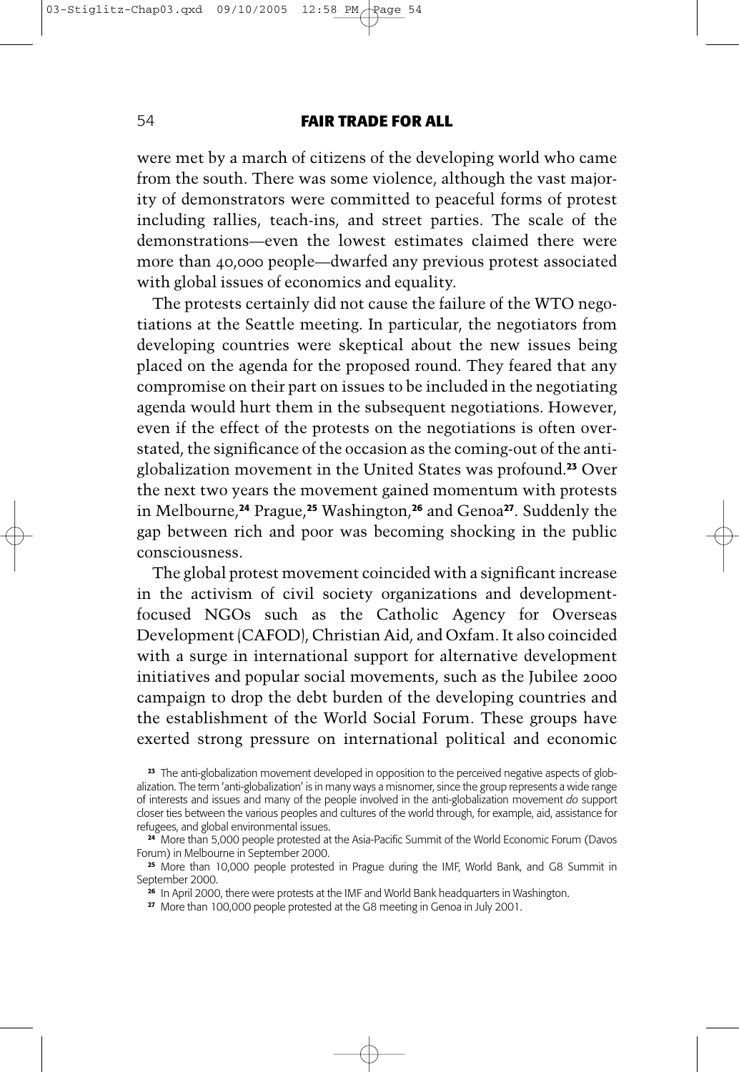were met by a march of citizens of the developing world who came from the south. There was some violence, although the vast majority of demonstrators were committed to peaceful forms of protest including rallies, teach-ins, and street parties. The scale of the demonstrations—even the lowest estimates claimed there were more than 40,000 people—dwarfed any previous protest associated with global issues of economics and equality.

The protests certainly did not cause the failure of the WTO negotiations at the Seattle meeting. In particular, the negotiators from developing countries were skeptical about the new issues being placed on the agenda for the proposed round. They feared that any compromise on their part on issues to be included in the negotiating agenda would hurt them in the subsequent negotiations. However, even if the effect of the protests on the negotiations is often overstated, the significance of the occasion as the coming-out of the anti-globalization movement in the United States was profound.[23] Over the next two years the movement gained momentum with protests in Melbourne,[24] Prague,[25] Washington,[26] and Genoa[27]. Suddenly the gap between rich and poor was becoming shocking in the public consciousness.

The global protest movement coincided with a significant increase in the activism of civil society organizations and development-focused NGOs such as the Catholic Agency for Overseas Development (CAFOD), Christian Aid, and Oxfam. It also coincided with a surge in international support for alternative development initiatives and popular social movements, such as the Jubilee 2000 campaign to drop the debt burden of the developing countries and the establishment of the World Social Forum. These groups have exerted strong pressure on international political and economic

[23] The anti-globalization movement developed in opposition to the perceived negative aspects of globalization. The term 'anti-globalization' is in many ways a misnomer, since the group represents a wide range of interests and issues and many of the people involved in the anti-globalization movement *do* support closer ties between the various peoples and cultures of the world through, for example, aid, assistance for refugees, and global environmental issues.

[24] More than 5,000 people protested at the Asia-Pacific Summit of the World Economic Forum (Davos Forum) in Melbourne in September 2000.

[25] More than 10,000 people protested in Prague during the IMF, World Bank, and G8 Summit in September 2000.

[26] In April 2000, there were protests at the IMF and World Bank headquarters in Washington.

[27] More than 100,000 people protested at the G8 meeting in Genoa in July 2001.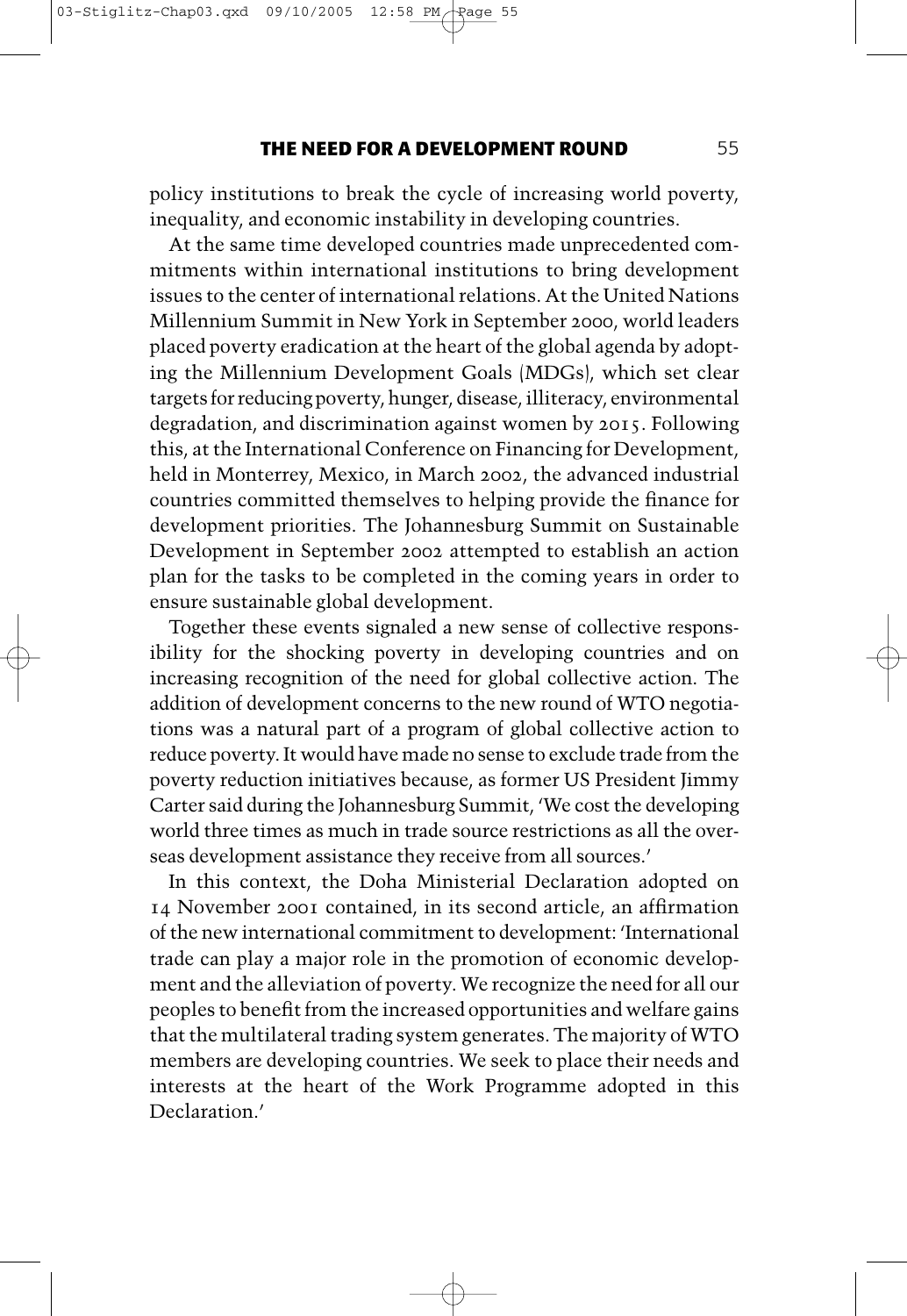policy institutions to break the cycle of increasing world poverty, inequality, and economic instability in developing countries.

At the same time developed countries made unprecedented commitments within international institutions to bring development issues to the center of international relations. At the United Nations Millennium Summit in New York in September 2000, world leaders placed poverty eradication at the heart of the global agenda by adopting the Millennium Development Goals (MDGs), which set clear targets for reducing poverty, hunger, disease, illiteracy, environmental degradation, and discrimination against women by 2015. Following this, at the International Conference on Financing for Development, held in Monterrey, Mexico, in March 2002, the advanced industrial countries committed themselves to helping provide the finance for development priorities. The Johannesburg Summit on Sustainable Development in September 2002 attempted to establish an action plan for the tasks to be completed in the coming years in order to ensure sustainable global development.

Together these events signaled a new sense of collective responsibility for the shocking poverty in developing countries and on increasing recognition of the need for global collective action. The addition of development concerns to the new round of WTO negotiations was a natural part of a program of global collective action to reduce poverty. It would have made no sense to exclude trade from the poverty reduction initiatives because, as former US President Jimmy Carter said during the Johannesburg Summit, 'We cost the developing world three times as much in trade source restrictions as all the overseas development assistance they receive from all sources.'

In this context, the Doha Ministerial Declaration adopted on 14 November 2001 contained, in its second article, an affirmation of the new international commitment to development: 'International trade can play a major role in the promotion of economic development and the alleviation of poverty. We recognize the need for all our peoples to benefit from the increased opportunities and welfare gains that the multilateral trading system generates. The majority of WTO members are developing countries. We seek to place their needs and interests at the heart of the Work Programme adopted in this Declaration.'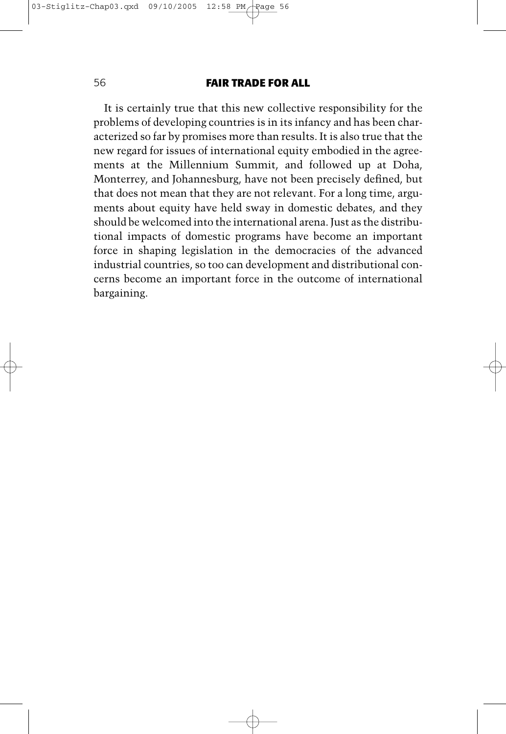It is certainly true that this new collective responsibility for the problems of developing countries is in its infancy and has been characterized so far by promises more than results. It is also true that the new regard for issues of international equity embodied in the agreements at the Millennium Summit, and followed up at Doha, Monterrey, and Johannesburg, have not been precisely defined, but that does not mean that they are not relevant. For a long time, arguments about equity have held sway in domestic debates, and they should be welcomed into the international arena. Just as the distributional impacts of domestic programs have become an important force in shaping legislation in the democracies of the advanced industrial countries, so too can development and distributional concerns become an important force in the outcome of international bargaining.